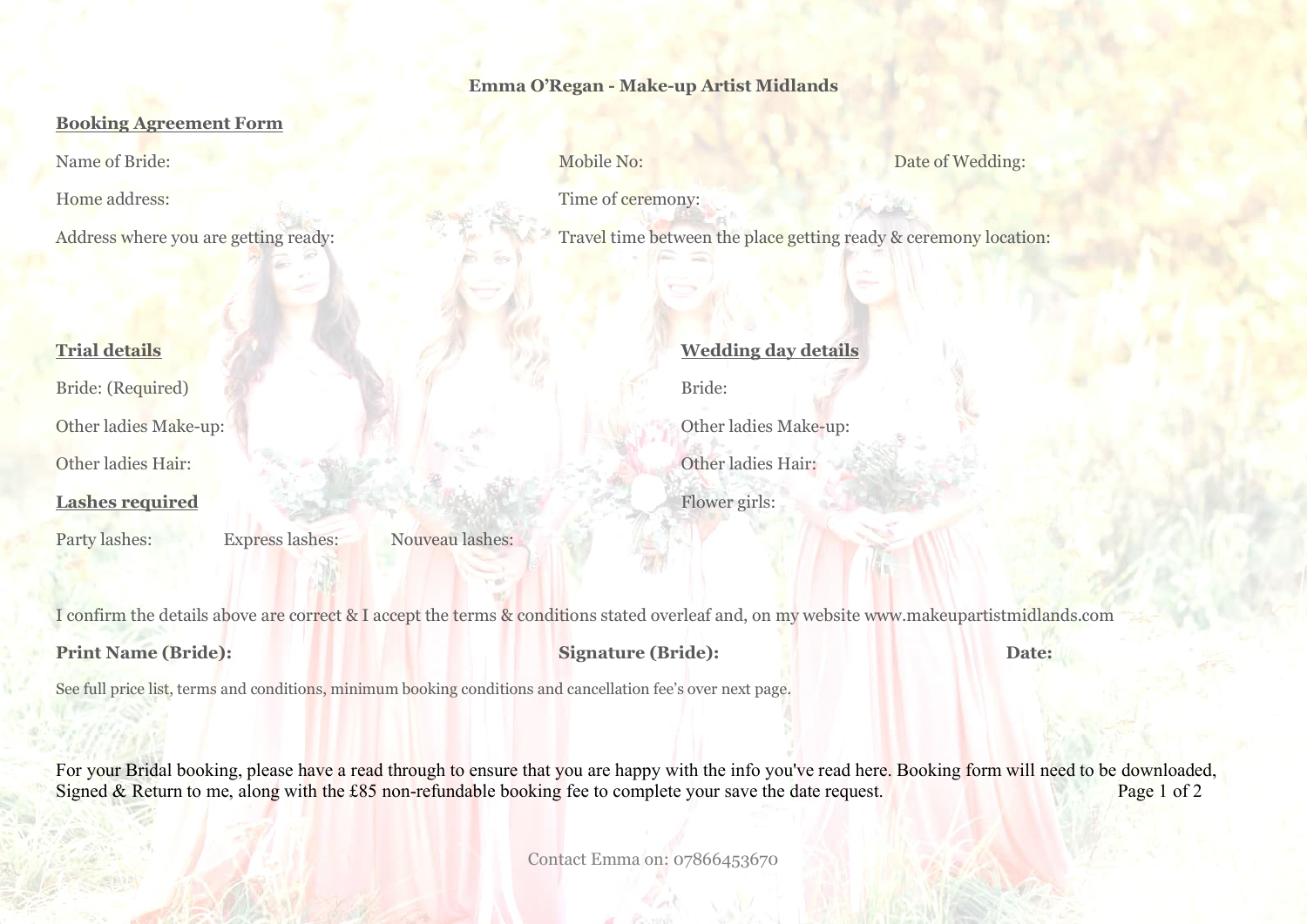**Emma O'Regan - Make-up Artist Midlands**

## Booking Agreement Form

Name of Bride:

Mobile No:

Date of Wedding:

Home address:

Time of ceremony:

Address where you are getting ready:

Travel time between the place getting ready & ceremony location:

### Trial details

Bride: (Required)

Other ladies Make-up:

Other ladies Hair:

### Lashes required

Party lashes: Express lashes: Nouveau lashes:

### Wedding day details

Bride:

Other ladies Make-up:

Other ladies Hair:

Flower girls:

I confirm the details above are correct & I accept the terms & conditions stated overleaf and, on my website www.makeupartistmidlands.com

**Print Name (Bride):** **Signature (Bride):** **Date:**

See full price list, terms and conditions, minimum booking conditions and cancellation fee's over next page.

For your Bridal booking, please have a read through to ensure that you are happy with the info you've read here. Booking form will need to be downloaded, Signed & Return to me, along with the £85 non-refundable booking fee to complete your save the date request.

Contact Emma on: 07866453670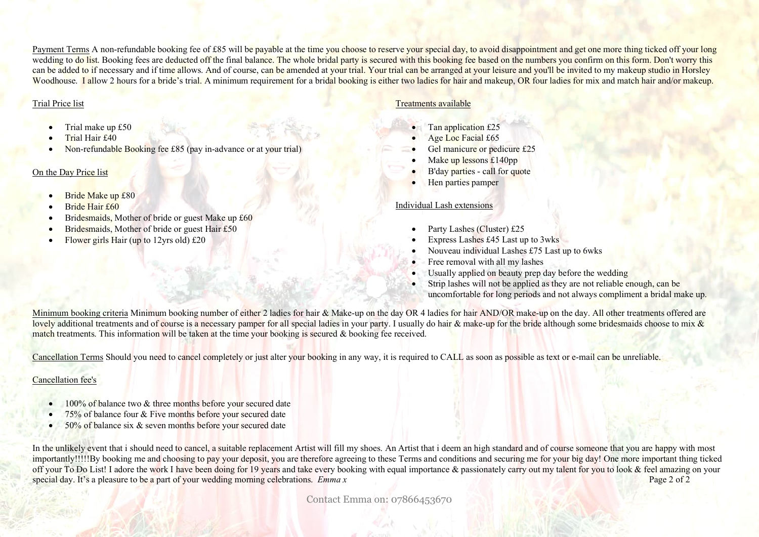Payment Terms A non-refundable booking fee of £85 will be payable at the time you choose to reserve your special day, to avoid disappointment and get one more thing ticked off your long wedding to do list. Booking fees are deducted off the final balance. The whole bridal party is secured with this booking fee based on the numbers you confirm on this form. Don't worry this can be added to if necessary and if time allows. And of course, can be amended at your trial. Your trial can be arranged at your leisure and you'll be invited to my makeup studio in Horsley Woodhouse. I allow 2 hours for a bride's trial. A minimum requirement for a bridal booking is either two ladies for hair and makeup, OR four ladies for mix and match hair and/or makeup.

## Trial Price list

- Trial make up £50
- Trial Hair £40
- Non-refundable Booking fee £85 (pay in-advance or at your trial)

## On the Day Price list

- Bride Make up £80
- Bride Hair £60
- Bridesmaids, Mother of bride or guest Make up £60
- Bridesmaids, Mother of bride or guest Hair £50
- Flower girls Hair (up to 12yrs old) £20

## Treatments available

- Tan application £25
- Age Loc Facial £65
- Gel manicure or pedicure £25
- Make up lessons £140pp
- B'day parties - call for quote
- Hen parties pamper

## Individual Lash extensions

- Party Lashes (Cluster) £25
- Express Lashes £45 Last up to 3wks
- Nouveau individual Lashes £75 Last up to 6wks
- Free removal with all my lashes
- Usually applied on beauty prep day before the wedding
- Strip lashes will not be applied as they are not reliable enough, can be uncomfortable for long periods and not always compliment a bridal make up.

Minimum booking criteria Minimum booking number of either 2 ladies for hair & Make-up on the day OR 4 ladies for hair AND/OR make-up on the day. All other treatments offered are lovely additional treatments and of course is a necessary pamper for all special ladies in your party. I usually do hair & make-up for the bride although some bridesmaids choose to mix & match treatments. This information will be taken at the time your booking is secured & booking fee received.

Cancellation Terms Should you need to cancel completely or just alter your booking in any way, it is required to CALL as soon as possible as text or e-mail can be unreliable.

## Cancellation fee's

- 100% of balance two & three months before your secured date
- 75% of balance four & Five months before your secured date
- 50% of balance six & seven months before your secured date

In the unlikely event that i should need to cancel, a suitable replacement Artist will fill my shoes. An Artist that i deem an high standard and of course someone that you are happy with most importantly!!!!!By booking me and choosing to pay your deposit, you are therefore agreeing to these Terms and conditions and securing me for your big day! One more important thing ticked off your To Do List! I adore the work I have been doing for 19 years and take every booking with equal importance & passionately carry out my talent for you to look & feel amazing on your special day. It's a pleasure to be a part of your wedding morning celebrations. *Emma x*

Contact Emma on: 07866453670